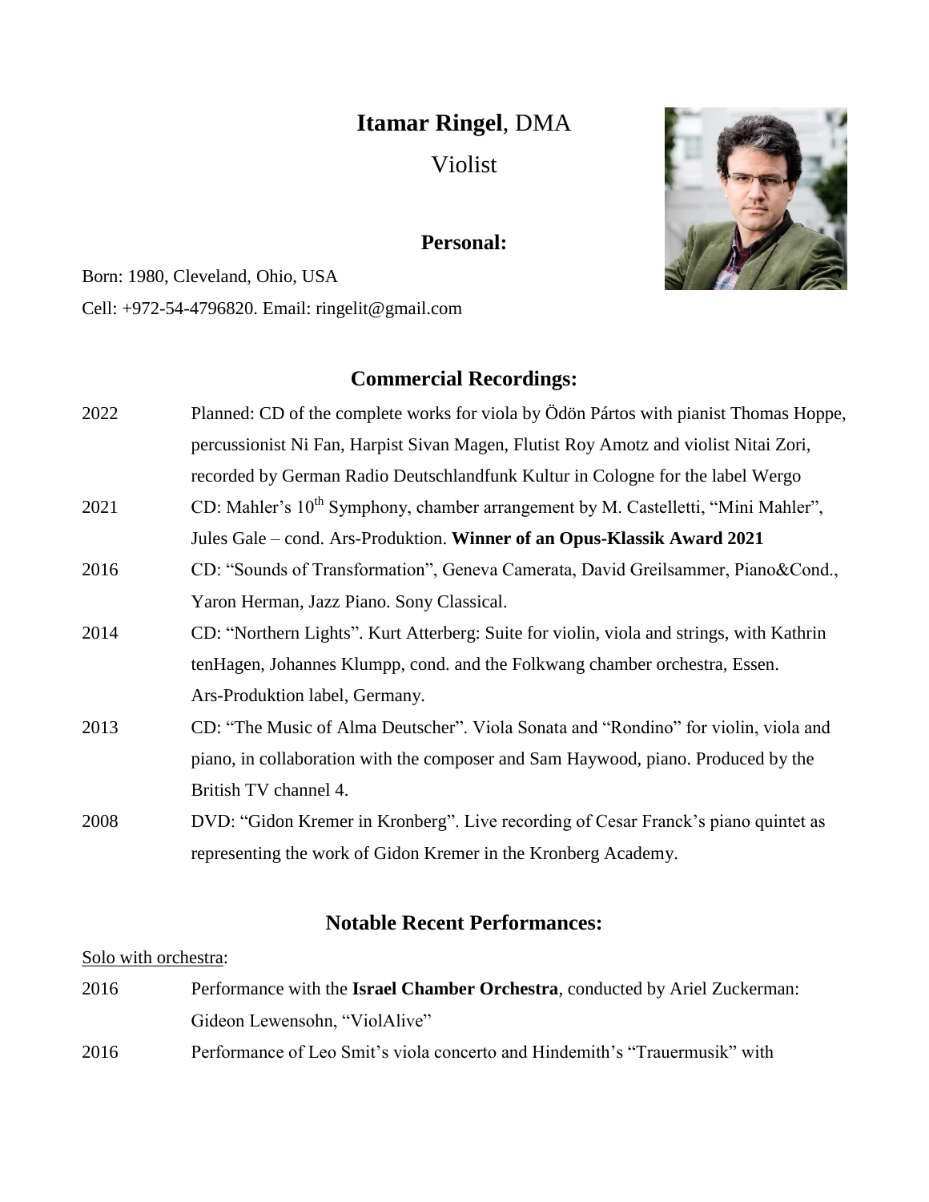# **Itamar Ringel**, DMA

Violist

## Personal:

Born: 1980, Cleveland, Ohio, USA

Cell: +972-54-4796820. Email: ringelit@gmail.com

## Commercial Recordings:

| | |
|---|---|
| 2022 | Planned: CD of the complete works for viola by Ödön Pártos with pianist Thomas Hoppe, percussionist Ni Fan, Harpist Sivan Magen, Flutist Roy Amotz and violist Nitai Zori, recorded by German Radio Deutschlandfunk Kultur in Cologne for the label Wergo |
| 2021 | CD: Mahler's 10th Symphony, chamber arrangement by M. Castelletti, "Mini Mahler", Jules Gale – cond. Ars-Produktion. **Winner of an Opus-Klassik Award 2021** |
| 2016 | CD: "Sounds of Transformation", Geneva Camerata, David Greilsammer, Piano&Cond., Yaron Herman, Jazz Piano. Sony Classical. |
| 2014 | CD: "Northern Lights". Kurt Atterberg: Suite for violin, viola and strings, with Kathrin tenHagen, Johannes Klumpp, cond. and the Folkwang chamber orchestra, Essen. Ars-Produktion label, Germany. |
| 2013 | CD: "The Music of Alma Deutscher". Viola Sonata and "Rondino" for violin, viola and piano, in collaboration with the composer and Sam Haywood, piano. Produced by the British TV channel 4. |
| 2008 | DVD: "Gidon Kremer in Kronberg". Live recording of Cesar Franck's piano quintet as representing the work of Gidon Kremer in the Kronberg Academy. |

## Notable Recent Performances:

Solo with orchestra:

| | |
|---|---|
| 2016 | Performance with the **Israel Chamber Orchestra**, conducted by Ariel Zuckerman: Gideon Lewensohn, "ViolAlive" |
| 2016 | Performance of Leo Smit's viola concerto and Hindemith's "Trauermusik" with |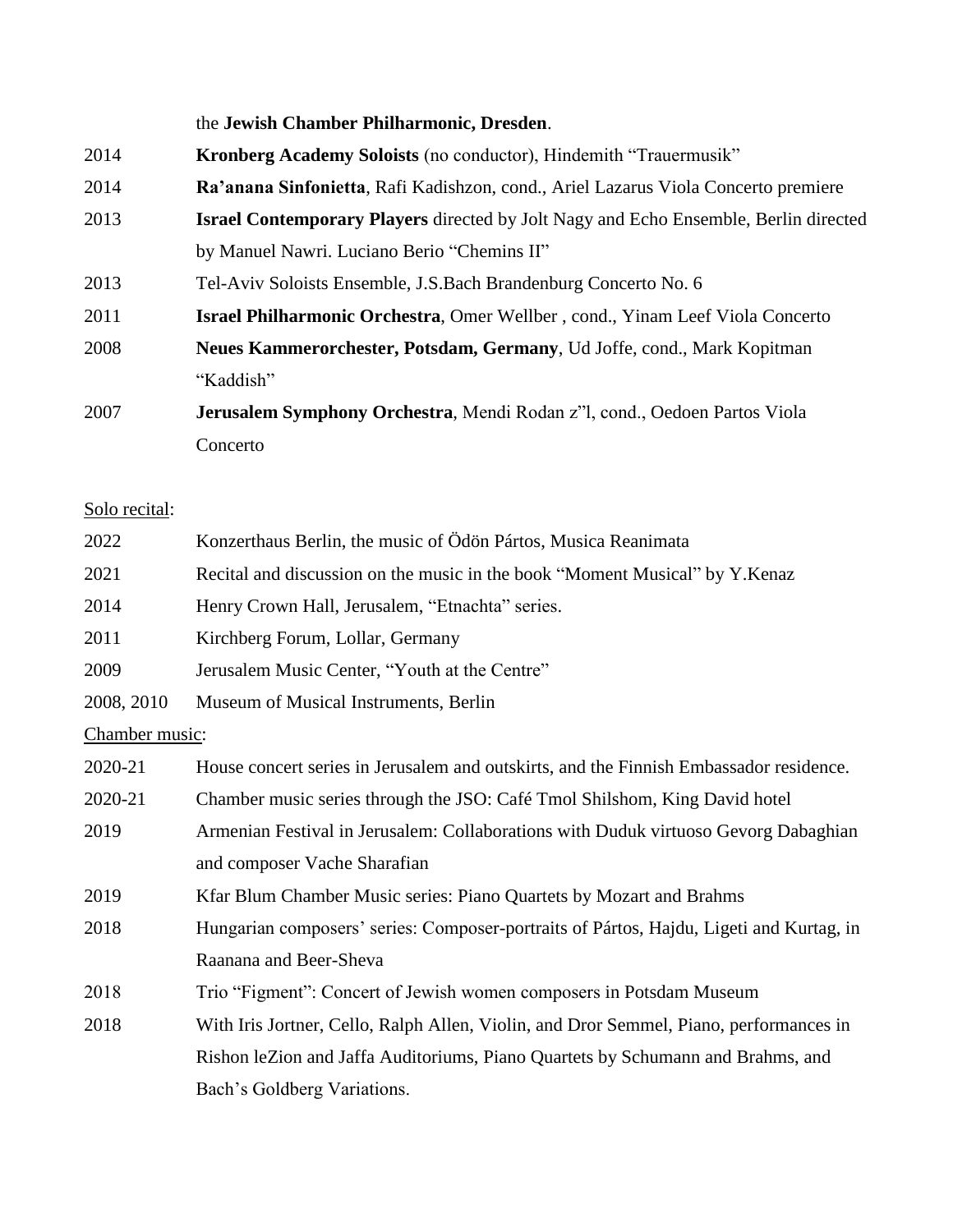the **Jewish Chamber Philharmonic, Dresden**.

| | |
|---|---|
| 2014 | **Kronberg Academy Soloists** (no conductor), Hindemith “Trauermusik” |
| 2014 | **Ra’anana Sinfonietta**, Rafi Kadishzon, cond., Ariel Lazarus Viola Concerto premiere |
| 2013 | **Israel Contemporary Players** directed by Jolt Nagy and Echo Ensemble, Berlin directed by Manuel Nawri. Luciano Berio “Chemins II” |
| 2013 | Tel-Aviv Soloists Ensemble, J.S.Bach Brandenburg Concerto No. 6 |
| 2011 | **Israel Philharmonic Orchestra**, Omer Wellber , cond., Yinam Leef Viola Concerto |
| 2008 | **Neues Kammerorchester, Potsdam, Germany**, Ud Joffe, cond., Mark Kopitman “Kaddish” |
| 2007 | **Jerusalem Symphony Orchestra**, Mendi Rodan z”l, cond., Oedoen Partos Viola Concerto |

<u>Solo recital</u>:

| | |
|---|---|
| 2022 | Konzerthaus Berlin, the music of Ödön Pártos, Musica Reanimata |
| 2021 | Recital and discussion on the music in the book “Moment Musical” by Y.Kenaz |
| 2014 | Henry Crown Hall, Jerusalem, “Etnachta” series. |
| 2011 | Kirchberg Forum, Lollar, Germany |
| 2009 | Jerusalem Music Center, “Youth at the Centre” |
| 2008, 2010 | Museum of Musical Instruments, Berlin |

<u>Chamber music</u>:

| | |
|---|---|
| 2020-21 | House concert series in Jerusalem and outskirts, and the Finnish Embassador residence. |
| 2020-21 | Chamber music series through the JSO: Café Tmol Shilshom, King David hotel |
| 2019 | Armenian Festival in Jerusalem: Collaborations with Duduk virtuoso Gevorg Dabaghian and composer Vache Sharafian |
| 2019 | Kfar Blum Chamber Music series: Piano Quartets by Mozart and Brahms |
| 2018 | Hungarian composers’ series: Composer-portraits of Pártos, Hajdu, Ligeti and Kurtag, in Raanana and Beer-Sheva |
| 2018 | Trio “Figment”: Concert of Jewish women composers in Potsdam Museum |
| 2018 | With Iris Jortner, Cello, Ralph Allen, Violin, and Dror Semmel, Piano, performances in Rishon leZion and Jaffa Auditoriums, Piano Quartets by Schumann and Brahms, and Bach’s Goldberg Variations. |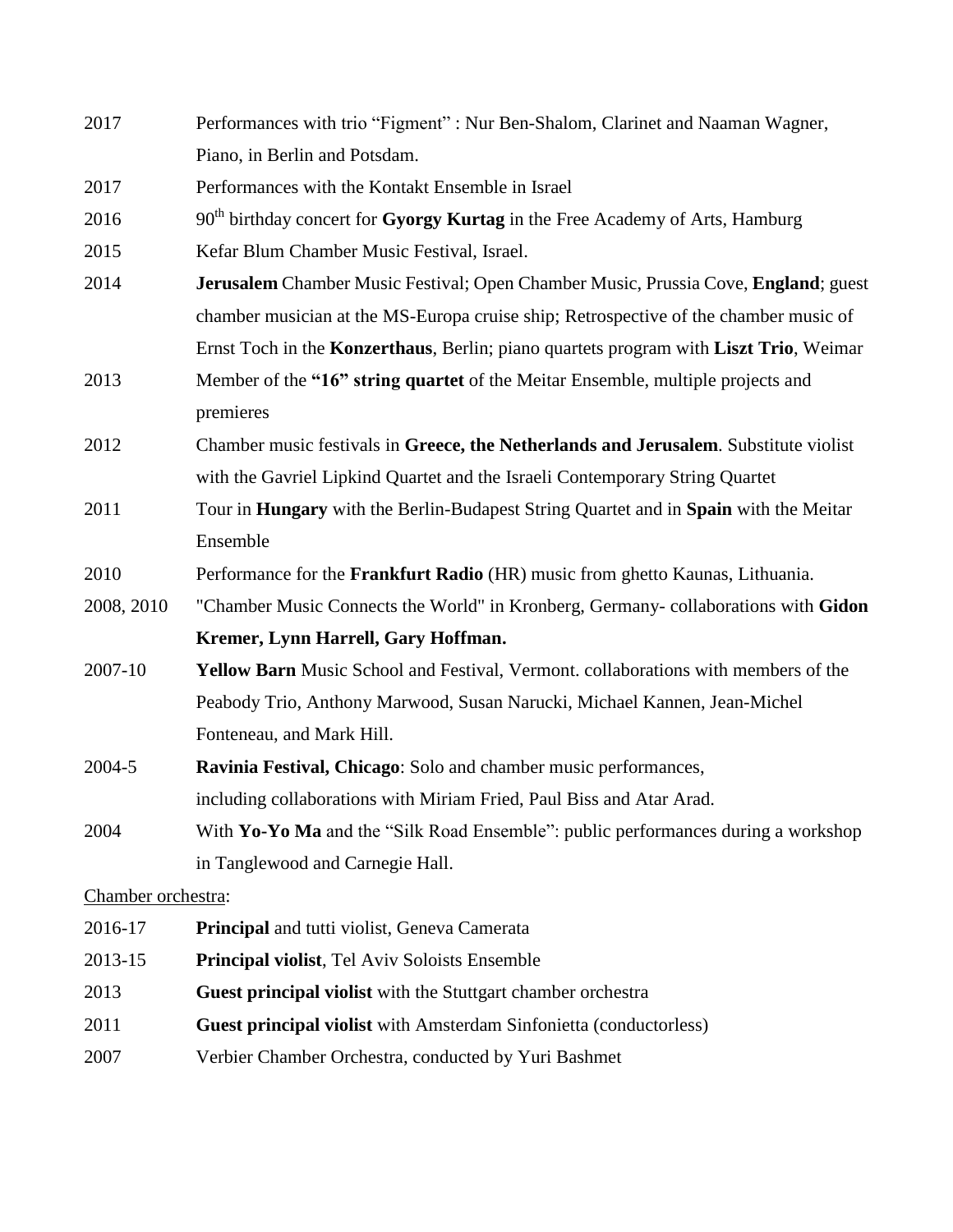| | |
|---|---|
| 2017 | Performances with trio "Figment" : Nur Ben-Shalom, Clarinet and Naaman Wagner, Piano, in Berlin and Potsdam. |
| 2017 | Performances with the Kontakt Ensemble in Israel |
| 2016 | 90th birthday concert for **Gyorgy Kurtag** in the Free Academy of Arts, Hamburg |
| 2015 | Kefar Blum Chamber Music Festival, Israel. |
| 2014 | **Jerusalem** Chamber Music Festival; Open Chamber Music, Prussia Cove, **England**; guest chamber musician at the MS-Europa cruise ship; Retrospective of the chamber music of Ernst Toch in the **Konzerthaus**, Berlin; piano quartets program with **Liszt Trio**, Weimar |
| 2013 | Member of the **"16" string quartet** of the Meitar Ensemble, multiple projects and premieres |
| 2012 | Chamber music festivals in **Greece, the Netherlands and Jerusalem**. Substitute violist with the Gavriel Lipkind Quartet and the Israeli Contemporary String Quartet |
| 2011 | Tour in **Hungary** with the Berlin-Budapest String Quartet and in **Spain** with the Meitar Ensemble |
| 2010 | Performance for the **Frankfurt Radio** (HR) music from ghetto Kaunas, Lithuania. |
| 2008, 2010 | "Chamber Music Connects the World" in Kronberg, Germany- collaborations with **Gidon Kremer, Lynn Harrell, Gary Hoffman.** |
| 2007-10 | **Yellow Barn** Music School and Festival, Vermont. collaborations with members of the Peabody Trio, Anthony Marwood, Susan Narucki, Michael Kannen, Jean-Michel Fonteneau, and Mark Hill. |
| 2004-5 | **Ravinia Festival, Chicago**: Solo and chamber music performances, including collaborations with Miriam Fried, Paul Biss and Atar Arad. |
| 2004 | With **Yo-Yo Ma** and the "Silk Road Ensemble": public performances during a workshop in Tanglewood and Carnegie Hall. |

<u>Chamber orchestra</u>:

| | |
|---|---|
| 2016-17 | **Principal** and tutti violist, Geneva Camerata |
| 2013-15 | **Principal violist**, Tel Aviv Soloists Ensemble |
| 2013 | **Guest principal violist** with the Stuttgart chamber orchestra |
| 2011 | **Guest principal violist** with Amsterdam Sinfonietta (conductorless) |
| 2007 | Verbier Chamber Orchestra, conducted by Yuri Bashmet |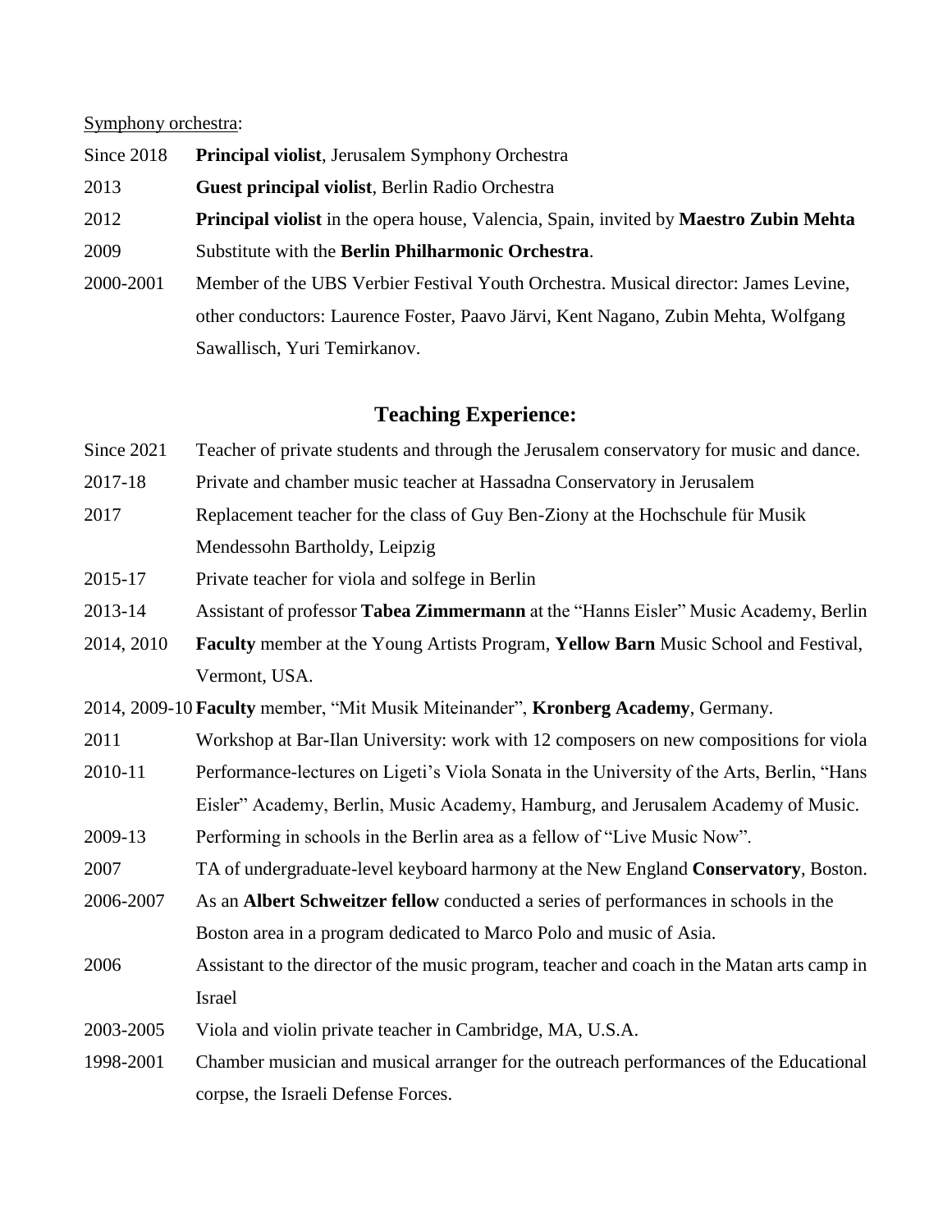Symphony orchestra:

Since 2018 **Principal violist**, Jerusalem Symphony Orchestra

2013 **Guest principal violist**, Berlin Radio Orchestra

2012 **Principal violist** in the opera house, Valencia, Spain, invited by **Maestro Zubin Mehta**

2009 Substitute with the **Berlin Philharmonic Orchestra**.

2000-2001 Member of the UBS Verbier Festival Youth Orchestra. Musical director: James Levine, other conductors: Laurence Foster, Paavo Järvi, Kent Nagano, Zubin Mehta, Wolfgang Sawallisch, Yuri Temirkanov.

## Teaching Experience:

Since 2021 Teacher of private students and through the Jerusalem conservatory for music and dance.

2017-18 Private and chamber music teacher at Hassadna Conservatory in Jerusalem

2017 Replacement teacher for the class of Guy Ben-Ziony at the Hochschule für Musik Mendessohn Bartholdy, Leipzig

2015-17 Private teacher for viola and solfege in Berlin

2013-14 Assistant of professor **Tabea Zimmermann** at the "Hanns Eisler" Music Academy, Berlin

2014, 2010 **Faculty** member at the Young Artists Program, **Yellow Barn** Music School and Festival, Vermont, USA.

2014, 2009-10 **Faculty** member, "Mit Musik Miteinander", **Kronberg Academy**, Germany.

2011 Workshop at Bar-Ilan University: work with 12 composers on new compositions for viola

2010-11 Performance-lectures on Ligeti's Viola Sonata in the University of the Arts, Berlin, "Hans Eisler" Academy, Berlin, Music Academy, Hamburg, and Jerusalem Academy of Music.

2009-13 Performing in schools in the Berlin area as a fellow of "Live Music Now".

2007 TA of undergraduate-level keyboard harmony at the New England **Conservatory**, Boston.

2006-2007 As an **Albert Schweitzer fellow** conducted a series of performances in schools in the Boston area in a program dedicated to Marco Polo and music of Asia.

2006 Assistant to the director of the music program, teacher and coach in the Matan arts camp in Israel

2003-2005 Viola and violin private teacher in Cambridge, MA, U.S.A.

1998-2001 Chamber musician and musical arranger for the outreach performances of the Educational corpse, the Israeli Defense Forces.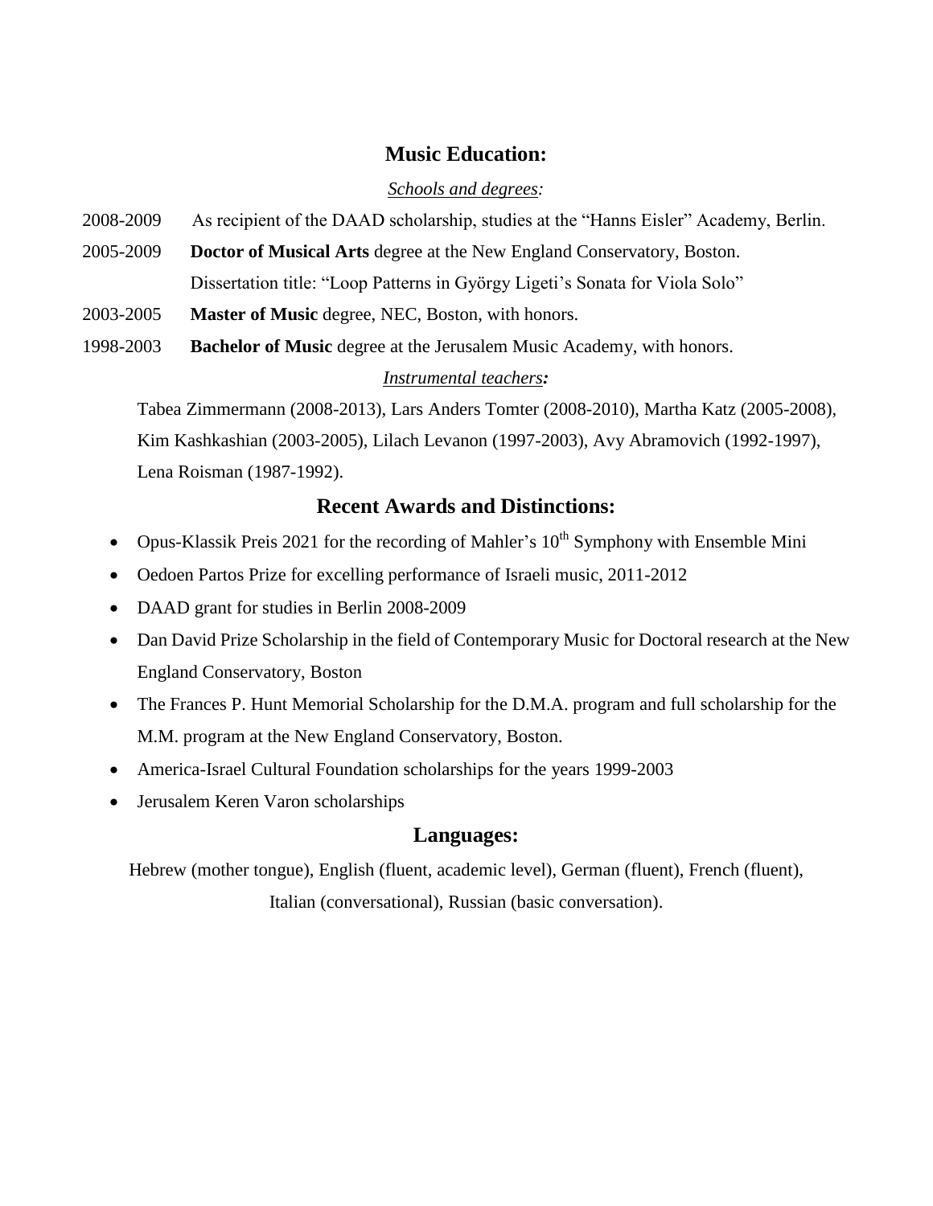## Music Education:

*Schools and degrees:*

2008-2009 As recipient of the DAAD scholarship, studies at the "Hanns Eisler" Academy, Berlin.

2005-2009 **Doctor of Musical Arts** degree at the New England Conservatory, Boston.
Dissertation title: "Loop Patterns in György Ligeti's Sonata for Viola Solo"

2003-2005 **Master of Music** degree, NEC, Boston, with honors.

1998-2003 **Bachelor of Music** degree at the Jerusalem Music Academy, with honors.

***Instrumental teachers:***

Tabea Zimmermann (2008-2013), Lars Anders Tomter (2008-2010), Martha Katz (2005-2008), Kim Kashkashian (2003-2005), Lilach Levanon (1997-2003), Avy Abramovich (1992-1997), Lena Roisman (1987-1992).

## Recent Awards and Distinctions:

- Opus-Klassik Preis 2021 for the recording of Mahler's 10th Symphony with Ensemble Mini
- Oedoen Partos Prize for excelling performance of Israeli music, 2011-2012
- DAAD grant for studies in Berlin 2008-2009
- Dan David Prize Scholarship in the field of Contemporary Music for Doctoral research at the New England Conservatory, Boston
- The Frances P. Hunt Memorial Scholarship for the D.M.A. program and full scholarship for the M.M. program at the New England Conservatory, Boston.
- America-Israel Cultural Foundation scholarships for the years 1999-2003
- Jerusalem Keren Varon scholarships

## Languages:

Hebrew (mother tongue), English (fluent, academic level), German (fluent), French (fluent), Italian (conversational), Russian (basic conversation).